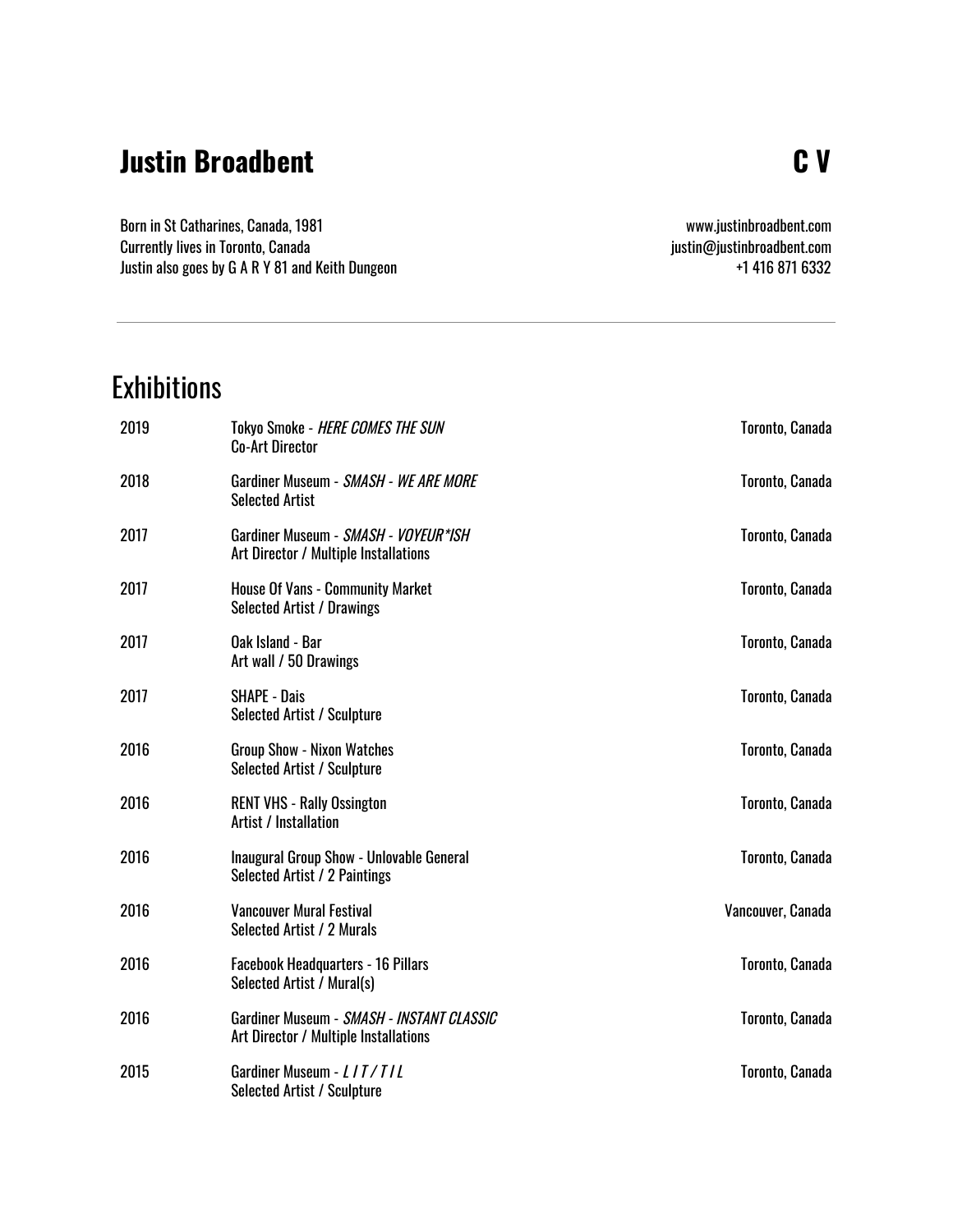# Justin Broadbent **C V**

Born in St Catharines, Canada, 1981
Currently lives in Toronto, Canada
Justin also goes by G A R Y 81 and Keith Dungeon

www.justinbroadbent.com
justin@justinbroadbent.com
+1 416 871 6332

---

## Exhibitions

| | | |
|---|---|---|
| 2019 | Tokyo Smoke - *HERE COMES THE SUN*<br>Co-Art Director | Toronto, Canada |
| 2018 | Gardiner Museum - *SMASH - WE ARE MORE*<br>Selected Artist | Toronto, Canada |
| 2017 | Gardiner Museum - *SMASH - VOYEUR*ISH*<br>Art Director / Multiple Installations | Toronto, Canada |
| 2017 | House Of Vans - Community Market<br>Selected Artist / Drawings | Toronto, Canada |
| 2017 | Oak Island - Bar<br>Art wall / 50 Drawings | Toronto, Canada |
| 2017 | SHAPE - Dais<br>Selected Artist / Sculpture | Toronto, Canada |
| 2016 | Group Show - Nixon Watches<br>Selected Artist / Sculpture | Toronto, Canada |
| 2016 | RENT VHS - Rally Ossington<br>Artist / Installation | Toronto, Canada |
| 2016 | Inaugural Group Show - Unlovable General<br>Selected Artist / 2 Paintings | Toronto, Canada |
| 2016 | Vancouver Mural Festival<br>Selected Artist / 2 Murals | Vancouver, Canada |
| 2016 | Facebook Headquarters - 16 Pillars<br>Selected Artist / Mural(s) | Toronto, Canada |
| 2016 | Gardiner Museum - *SMASH - INSTANT CLASSIC*<br>Art Director / Multiple Installations | Toronto, Canada |
| 2015 | Gardiner Museum - *L I T / T I L*<br>Selected Artist / Sculpture | Toronto, Canada |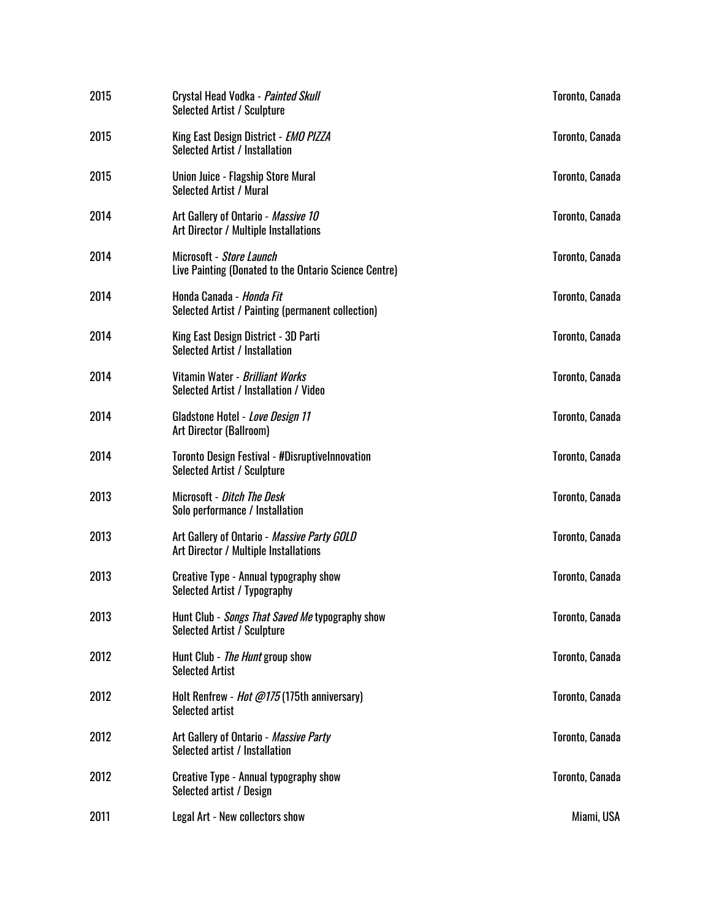| | | |
|---|---|---|
| 2015 | Crystal Head Vodka - *Painted Skull*<br>Selected Artist / Sculpture | Toronto, Canada |
| 2015 | King East Design District - *EMO PIZZA*<br>Selected Artist / Installation | Toronto, Canada |
| 2015 | Union Juice - Flagship Store Mural<br>Selected Artist / Mural | Toronto, Canada |
| 2014 | Art Gallery of Ontario - *Massive 10*<br>Art Director / Multiple Installations | Toronto, Canada |
| 2014 | Microsoft - *Store Launch*<br>Live Painting (Donated to the Ontario Science Centre) | Toronto, Canada |
| 2014 | Honda Canada - *Honda Fit*<br>Selected Artist / Painting (permanent collection) | Toronto, Canada |
| 2014 | King East Design District - 3D Parti<br>Selected Artist / Installation | Toronto, Canada |
| 2014 | Vitamin Water - *Brilliant Works*<br>Selected Artist / Installation / Video | Toronto, Canada |
| 2014 | Gladstone Hotel - *Love Design 11*<br>Art Director (Ballroom) | Toronto, Canada |
| 2014 | Toronto Design Festival - #DisruptiveInnovation<br>Selected Artist / Sculpture | Toronto, Canada |
| 2013 | Microsoft - *Ditch The Desk*<br>Solo performance / Installation | Toronto, Canada |
| 2013 | Art Gallery of Ontario - *Massive Party GOLD*<br>Art Director / Multiple Installations | Toronto, Canada |
| 2013 | Creative Type - Annual typography show<br>Selected Artist / Typography | Toronto, Canada |
| 2013 | Hunt Club - *Songs That Saved Me* typography show<br>Selected Artist / Sculpture | Toronto, Canada |
| 2012 | Hunt Club - *The Hunt* group show<br>Selected Artist | Toronto, Canada |
| 2012 | Holt Renfrew - *Hot @175* (175th anniversary)<br>Selected artist | Toronto, Canada |
| 2012 | Art Gallery of Ontario - *Massive Party*<br>Selected artist / Installation | Toronto, Canada |
| 2012 | Creative Type - Annual typography show<br>Selected artist / Design | Toronto, Canada |
| 2011 | Legal Art - New collectors show | Miami, USA |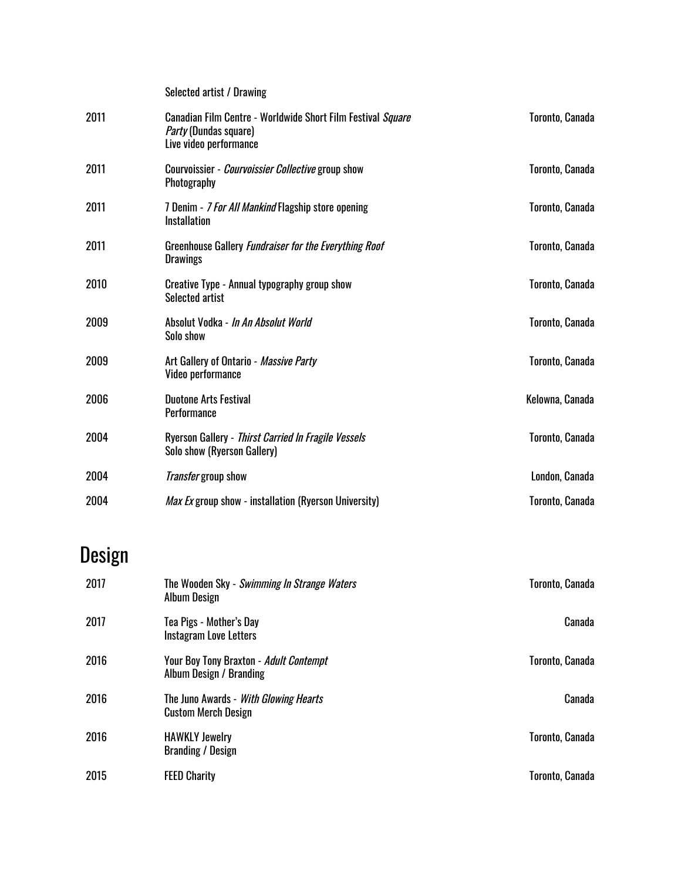| | Selected artist / Drawing | |
|---|---|---|
| 2011 | Canadian Film Centre - Worldwide Short Film Festival *Square Party* (Dundas square)<br>Live video performance | Toronto, Canada |
| 2011 | Courvoissier - *Courvoissier Collective* group show<br>Photography | Toronto, Canada |
| 2011 | 7 Denim - *7 For All Mankind* Flagship store opening<br>Installation | Toronto, Canada |
| 2011 | Greenhouse Gallery *Fundraiser for the Everything Roof*<br>Drawings | Toronto, Canada |
| 2010 | Creative Type - Annual typography group show<br>Selected artist | Toronto, Canada |
| 2009 | Absolut Vodka - *In An Absolut World*<br>Solo show | Toronto, Canada |
| 2009 | Art Gallery of Ontario - *Massive Party*<br>Video performance | Toronto, Canada |
| 2006 | Duotone Arts Festival<br>Performance | Kelowna, Canada |
| 2004 | Ryerson Gallery - *Thirst Carried In Fragile Vessels*<br>Solo show (Ryerson Gallery) | Toronto, Canada |
| 2004 | *Transfer* group show | London, Canada |
| 2004 | *Max Ex* group show - installation (Ryerson University) | Toronto, Canada |

# Design

| | | |
|---|---|---|
| 2017 | The Wooden Sky - *Swimming In Strange Waters*<br>Album Design | Toronto, Canada |
| 2017 | Tea Pigs - Mother's Day<br>Instagram Love Letters | Canada |
| 2016 | Your Boy Tony Braxton - *Adult Contempt*<br>Album Design / Branding | Toronto, Canada |
| 2016 | The Juno Awards - *With Glowing Hearts*<br>Custom Merch Design | Canada |
| 2016 | HAWKLY Jewelry<br>Branding / Design | Toronto, Canada |
| 2015 | FEED Charity | Toronto, Canada |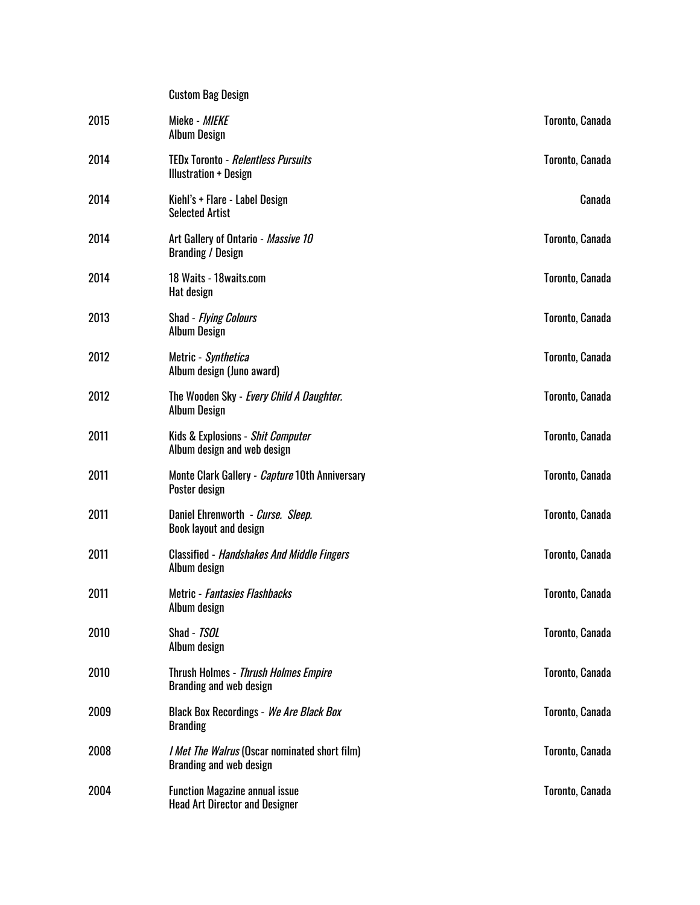| | | |
|---|---|---|
| | Custom Bag Design | |
| 2015 | Mieke - *MIEKE*<br>Album Design | Toronto, Canada |
| 2014 | TEDx Toronto - *Relentless Pursuits*<br>Illustration + Design | Toronto, Canada |
| 2014 | Kiehl's + Flare - Label Design<br>Selected Artist | Canada |
| 2014 | Art Gallery of Ontario - *Massive 10*<br>Branding / Design | Toronto, Canada |
| 2014 | 18 Waits - 18waits.com<br>Hat design | Toronto, Canada |
| 2013 | Shad - *Flying Colours*<br>Album Design | Toronto, Canada |
| 2012 | Metric - *Synthetica*<br>Album design (Juno award) | Toronto, Canada |
| 2012 | The Wooden Sky - *Every Child A Daughter.*<br>Album Design | Toronto, Canada |
| 2011 | Kids & Explosions - *Shit Computer*<br>Album design and web design | Toronto, Canada |
| 2011 | Monte Clark Gallery - *Capture* 10th Anniversary<br>Poster design | Toronto, Canada |
| 2011 | Daniel Ehrenworth - *Curse. Sleep.*<br>Book layout and design | Toronto, Canada |
| 2011 | Classified - *Handshakes And Middle Fingers*<br>Album design | Toronto, Canada |
| 2011 | Metric - *Fantasies Flashbacks*<br>Album design | Toronto, Canada |
| 2010 | Shad - *TSOL*<br>Album design | Toronto, Canada |
| 2010 | Thrush Holmes - *Thrush Holmes Empire*<br>Branding and web design | Toronto, Canada |
| 2009 | Black Box Recordings - *We Are Black Box*<br>Branding | Toronto, Canada |
| 2008 | *I Met The Walrus* (Oscar nominated short film)<br>Branding and web design | Toronto, Canada |
| 2004 | Function Magazine annual issue<br>Head Art Director and Designer | Toronto, Canada |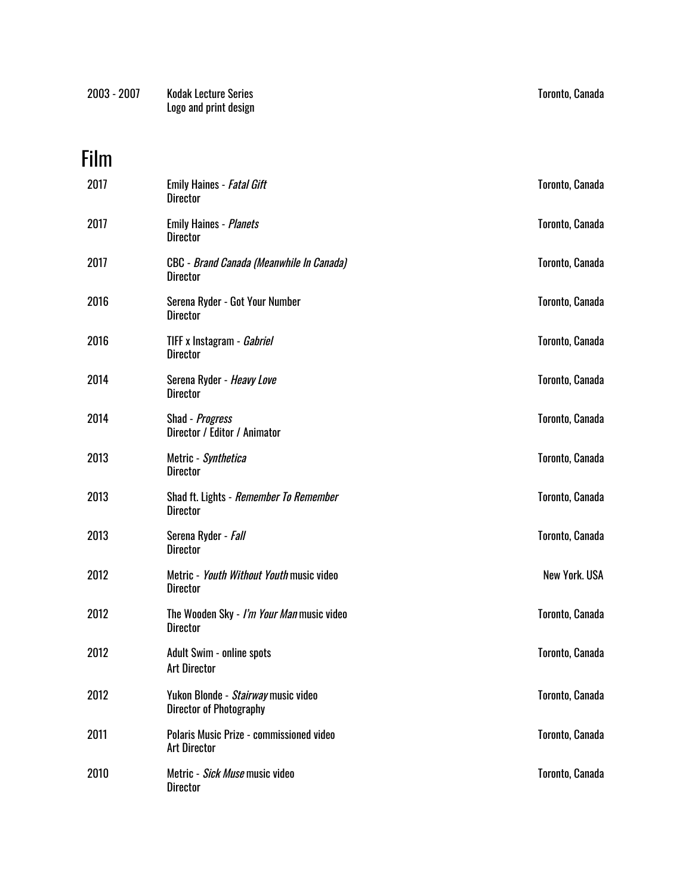| | | |
|---|---|---|
| 2003 - 2007 | Kodak Lecture Series<br>Logo and print design | Toronto, Canada |

# Film

| | | |
|---|---|---|
| 2017 | Emily Haines - *Fatal Gift*<br>Director | Toronto, Canada |
| 2017 | Emily Haines - *Planets*<br>Director | Toronto, Canada |
| 2017 | CBC - *Brand Canada (Meanwhile In Canada)*<br>Director | Toronto, Canada |
| 2016 | Serena Ryder - Got Your Number<br>Director | Toronto, Canada |
| 2016 | TIFF x Instagram - *Gabriel*<br>Director | Toronto, Canada |
| 2014 | Serena Ryder - *Heavy Love*<br>Director | Toronto, Canada |
| 2014 | Shad - *Progress*<br>Director / Editor / Animator | Toronto, Canada |
| 2013 | Metric - *Synthetica*<br>Director | Toronto, Canada |
| 2013 | Shad ft. Lights - *Remember To Remember*<br>Director | Toronto, Canada |
| 2013 | Serena Ryder - *Fall*<br>Director | Toronto, Canada |
| 2012 | Metric - *Youth Without Youth* music video<br>Director | New York. USA |
| 2012 | The Wooden Sky - *I'm Your Man* music video<br>Director | Toronto, Canada |
| 2012 | Adult Swim - online spots<br>Art Director | Toronto, Canada |
| 2012 | Yukon Blonde - *Stairway* music video<br>Director of Photography | Toronto, Canada |
| 2011 | Polaris Music Prize - commissioned video<br>Art Director | Toronto, Canada |
| 2010 | Metric - *Sick Muse* music video<br>Director | Toronto, Canada |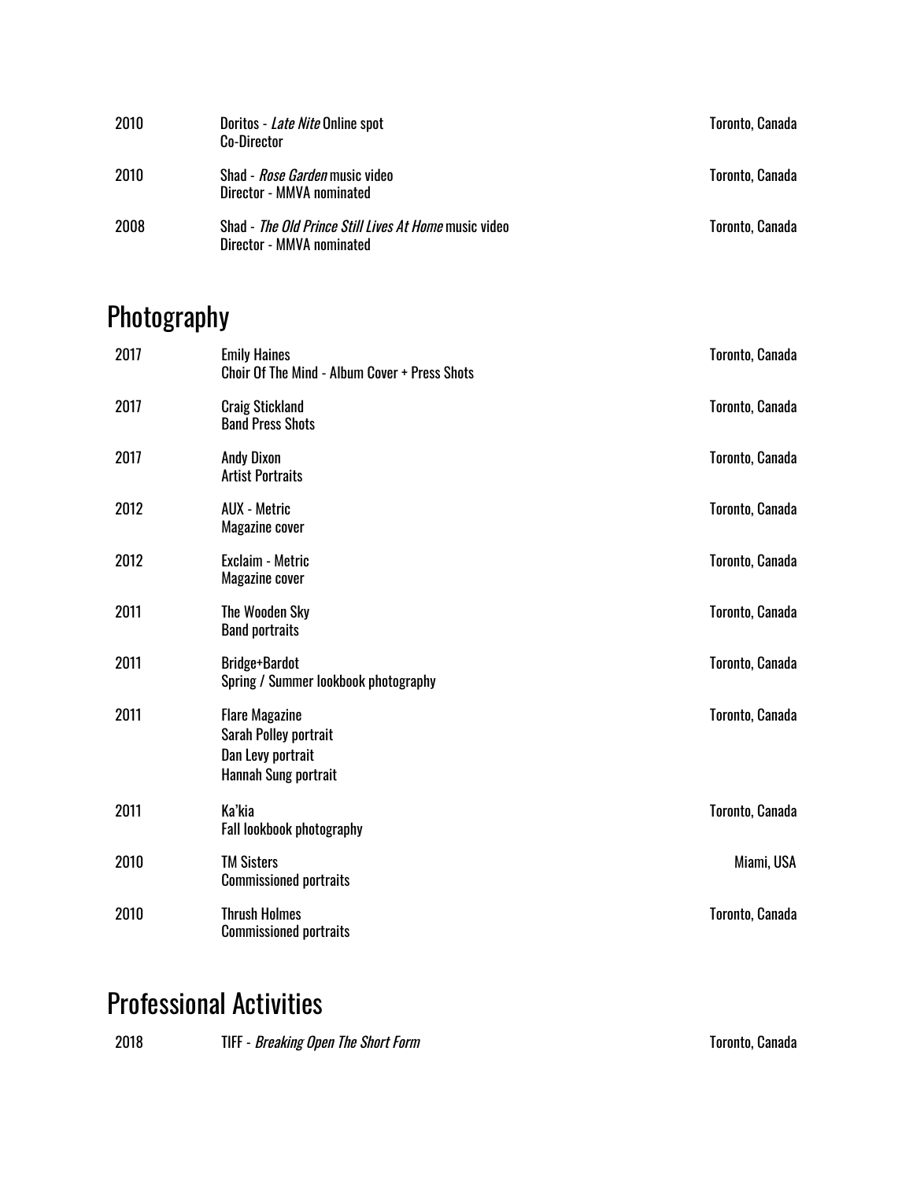| | | |
|---|---|---|
| 2010 | Doritos - *Late Nite* Online spot<br>Co-Director | Toronto, Canada |
| 2010 | Shad - *Rose Garden* music video<br>Director - MMVA nominated | Toronto, Canada |
| 2008 | Shad - *The Old Prince Still Lives At Home* music video<br>Director - MMVA nominated | Toronto, Canada |

## Photography

| | | |
|---|---|---|
| 2017 | Emily Haines<br>Choir Of The Mind - Album Cover + Press Shots | Toronto, Canada |
| 2017 | Craig Stickland<br>Band Press Shots | Toronto, Canada |
| 2017 | Andy Dixon<br>Artist Portraits | Toronto, Canada |
| 2012 | AUX - Metric<br>Magazine cover | Toronto, Canada |
| 2012 | Exclaim - Metric<br>Magazine cover | Toronto, Canada |
| 2011 | The Wooden Sky<br>Band portraits | Toronto, Canada |
| 2011 | Bridge+Bardot<br>Spring / Summer lookbook photography | Toronto, Canada |
| 2011 | Flare Magazine<br>Sarah Polley portrait<br>Dan Levy portrait<br>Hannah Sung portrait | Toronto, Canada |
| 2011 | Ka'kia<br>Fall lookbook photography | Toronto, Canada |
| 2010 | TM Sisters<br>Commissioned portraits | Miami, USA |
| 2010 | Thrush Holmes<br>Commissioned portraits | Toronto, Canada |

## Professional Activities

| | | |
|---|---|---|
| 2018 | TIFF - *Breaking Open The Short Form* | Toronto, Canada |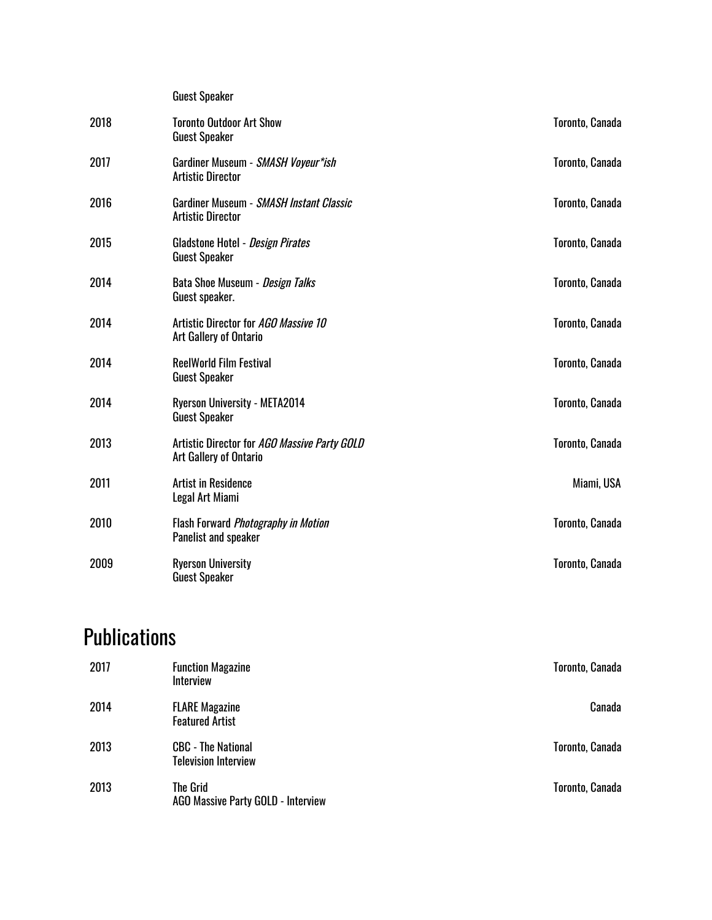| | | |
|---|---|---|
| | Guest Speaker | |
| 2018 | Toronto Outdoor Art Show<br>Guest Speaker | Toronto, Canada |
| 2017 | Gardiner Museum - *SMASH Voyeur*ish*<br>Artistic Director | Toronto, Canada |
| 2016 | Gardiner Museum - *SMASH Instant Classic*<br>Artistic Director | Toronto, Canada |
| 2015 | Gladstone Hotel - *Design Pirates*<br>Guest Speaker | Toronto, Canada |
| 2014 | Bata Shoe Museum - *Design Talks*<br>Guest speaker. | Toronto, Canada |
| 2014 | Artistic Director for *AGO Massive 10*<br>Art Gallery of Ontario | Toronto, Canada |
| 2014 | ReelWorld Film Festival<br>Guest Speaker | Toronto, Canada |
| 2014 | Ryerson University - META2014<br>Guest Speaker | Toronto, Canada |
| 2013 | Artistic Director for *AGO Massive Party GOLD*<br>Art Gallery of Ontario | Toronto, Canada |
| 2011 | Artist in Residence<br>Legal Art Miami | Miami, USA |
| 2010 | Flash Forward *Photography in Motion*<br>Panelist and speaker | Toronto, Canada |
| 2009 | Ryerson University<br>Guest Speaker | Toronto, Canada |

# Publications

| | | |
|---|---|---|
| 2017 | **Function Magazine**<br>**Interview** | **Toronto, Canada** |
| 2014 | **FLARE Magazine**<br>**Featured Artist** | **Canada** |
| 2013 | **CBC - The National**<br>**Television Interview** | **Toronto, Canada** |
| 2013 | The Grid<br>AGO Massive Party GOLD - Interview | Toronto, Canada |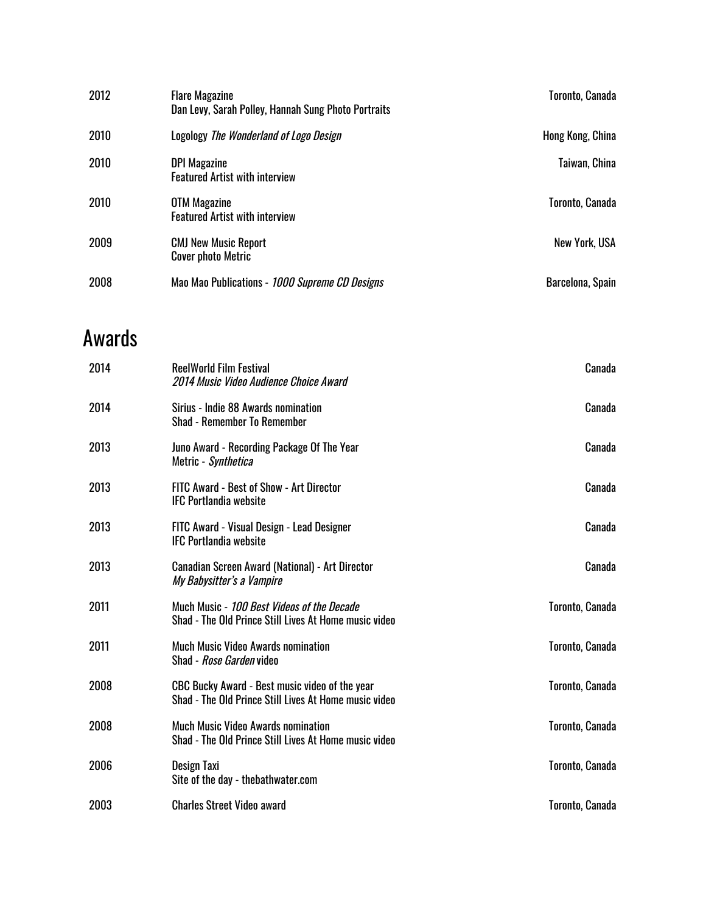| | | |
|---|---|---|
| 2012 | Flare Magazine<br>Dan Levy, Sarah Polley, Hannah Sung Photo Portraits | Toronto, Canada |
| 2010 | Logology *The Wonderland of Logo Design* | Hong Kong, China |
| 2010 | DPI Magazine<br>Featured Artist with interview | Taiwan, China |
| 2010 | OTM Magazine<br>Featured Artist with interview | Toronto, Canada |
| 2009 | CMJ New Music Report<br>Cover photo Metric | New York, USA |
| 2008 | Mao Mao Publications - *1000 Supreme CD Designs* | Barcelona, Spain |

## Awards

| | | |
|---|---|---|
| 2014 | ReelWorld Film Festival<br>*2014 Music Video Audience Choice Award* | Canada |
| 2014 | Sirius - Indie 88 Awards nomination<br>Shad - Remember To Remember | Canada |
| 2013 | Juno Award - Recording Package Of The Year<br>Metric - *Synthetica* | Canada |
| 2013 | FITC Award - Best of Show - Art Director<br>IFC Portlandia website | Canada |
| 2013 | FITC Award - Visual Design - Lead Designer<br>IFC Portlandia website | Canada |
| 2013 | Canadian Screen Award (National) - Art Director<br>*My Babysitter's a Vampire* | Canada |
| 2011 | Much Music - *100 Best Videos of the Decade*<br>Shad - The Old Prince Still Lives At Home music video | Toronto, Canada |
| 2011 | Much Music Video Awards nomination<br>Shad - *Rose Garden* video | Toronto, Canada |
| 2008 | CBC Bucky Award - Best music video of the year<br>Shad - The Old Prince Still Lives At Home music video | Toronto, Canada |
| 2008 | Much Music Video Awards nomination<br>Shad - The Old Prince Still Lives At Home music video | Toronto, Canada |
| 2006 | Design Taxi<br>Site of the day - thebathwater.com | Toronto, Canada |
| 2003 | Charles Street Video award | Toronto, Canada |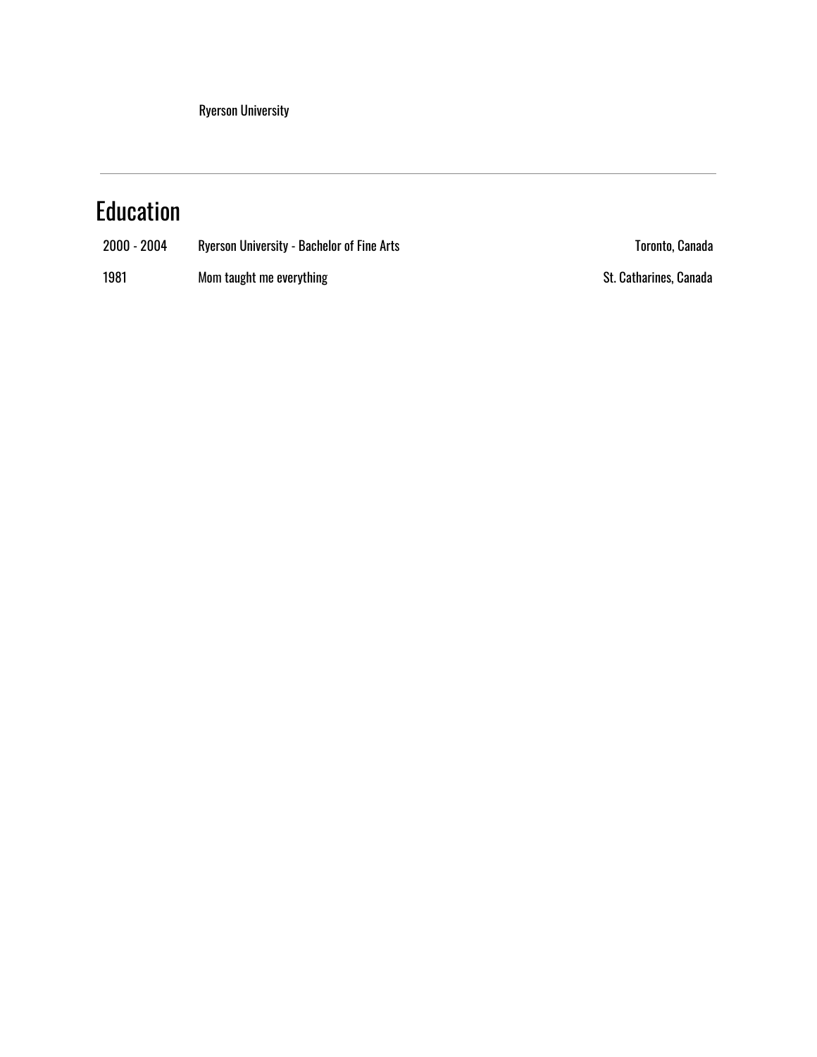Ryerson University

---

## Education

| | | |
|---|---|---|
| 2000 - 2004 | Ryerson University - Bachelor of Fine Arts | Toronto, Canada |
| 1981 | Mom taught me everything | St. Catharines, Canada |